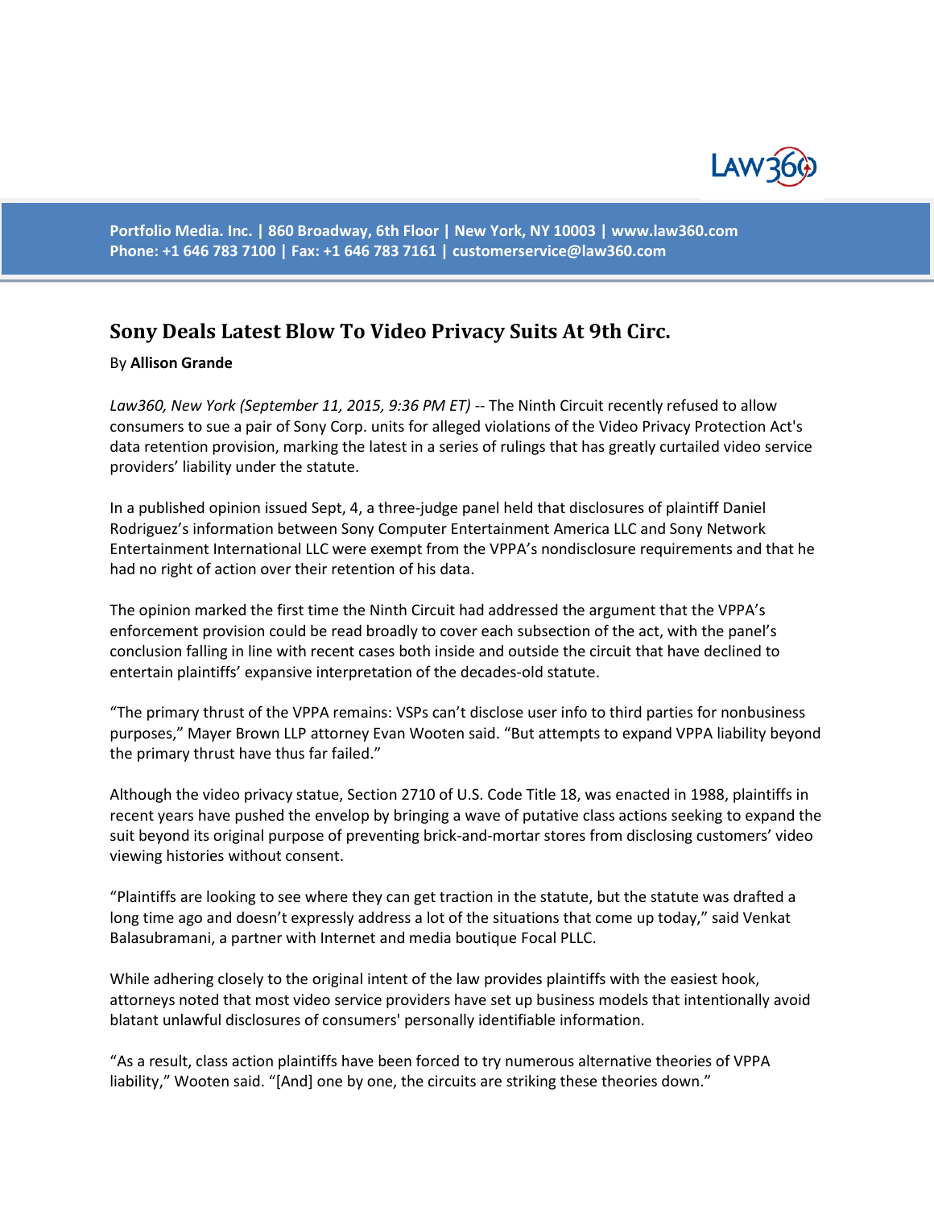Portfolio Media. Inc. | 860 Broadway, 6th Floor | New York, NY 10003 | www.law360.com
Phone: +1 646 783 7100 | Fax: +1 646 783 7161 | customerservice@law360.com

# Sony Deals Latest Blow To Video Privacy Suits At 9th Circ.

By **Allison Grande**

*Law360, New York (September 11, 2015, 9:36 PM ET)* -- The Ninth Circuit recently refused to allow consumers to sue a pair of Sony Corp. units for alleged violations of the Video Privacy Protection Act's data retention provision, marking the latest in a series of rulings that has greatly curtailed video service providers' liability under the statute.

In a published opinion issued Sept, 4, a three-judge panel held that disclosures of plaintiff Daniel Rodriguez's information between Sony Computer Entertainment America LLC and Sony Network Entertainment International LLC were exempt from the VPPA's nondisclosure requirements and that he had no right of action over their retention of his data.

The opinion marked the first time the Ninth Circuit had addressed the argument that the VPPA's enforcement provision could be read broadly to cover each subsection of the act, with the panel's conclusion falling in line with recent cases both inside and outside the circuit that have declined to entertain plaintiffs' expansive interpretation of the decades-old statute.

"The primary thrust of the VPPA remains: VSPs can't disclose user info to third parties for nonbusiness purposes," Mayer Brown LLP attorney Evan Wooten said. "But attempts to expand VPPA liability beyond the primary thrust have thus far failed."

Although the video privacy statue, Section 2710 of U.S. Code Title 18, was enacted in 1988, plaintiffs in recent years have pushed the envelop by bringing a wave of putative class actions seeking to expand the suit beyond its original purpose of preventing brick-and-mortar stores from disclosing customers' video viewing histories without consent.

"Plaintiffs are looking to see where they can get traction in the statute, but the statute was drafted a long time ago and doesn't expressly address a lot of the situations that come up today," said Venkat Balasubramani, a partner with Internet and media boutique Focal PLLC.

While adhering closely to the original intent of the law provides plaintiffs with the easiest hook, attorneys noted that most video service providers have set up business models that intentionally avoid blatant unlawful disclosures of consumers' personally identifiable information.

"As a result, class action plaintiffs have been forced to try numerous alternative theories of VPPA liability," Wooten said. "[And] one by one, the circuits are striking these theories down."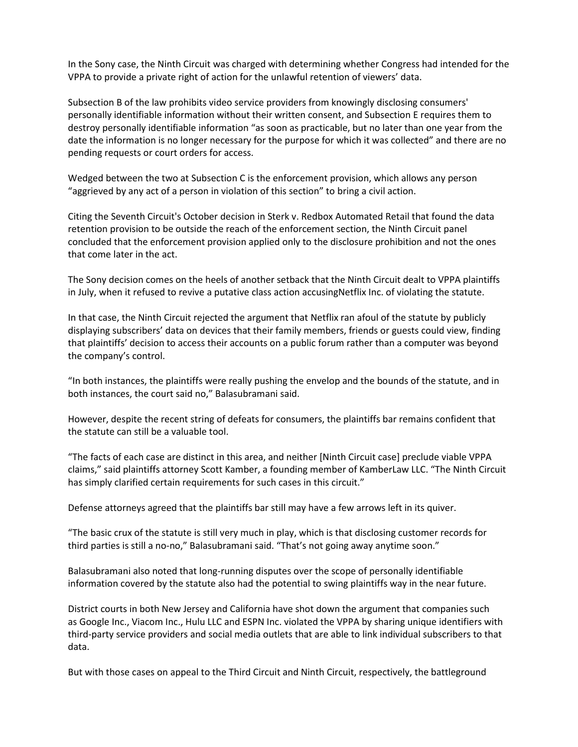In the Sony case, the Ninth Circuit was charged with determining whether Congress had intended for the VPPA to provide a private right of action for the unlawful retention of viewers' data.

Subsection B of the law prohibits video service providers from knowingly disclosing consumers' personally identifiable information without their written consent, and Subsection E requires them to destroy personally identifiable information "as soon as practicable, but no later than one year from the date the information is no longer necessary for the purpose for which it was collected" and there are no pending requests or court orders for access.

Wedged between the two at Subsection C is the enforcement provision, which allows any person "aggrieved by any act of a person in violation of this section" to bring a civil action.

Citing the Seventh Circuit's October decision in Sterk v. Redbox Automated Retail that found the data retention provision to be outside the reach of the enforcement section, the Ninth Circuit panel concluded that the enforcement provision applied only to the disclosure prohibition and not the ones that come later in the act.

The Sony decision comes on the heels of another setback that the Ninth Circuit dealt to VPPA plaintiffs in July, when it refused to revive a putative class action accusingNetflix Inc. of violating the statute.

In that case, the Ninth Circuit rejected the argument that Netflix ran afoul of the statute by publicly displaying subscribers' data on devices that their family members, friends or guests could view, finding that plaintiffs' decision to access their accounts on a public forum rather than a computer was beyond the company's control.

"In both instances, the plaintiffs were really pushing the envelop and the bounds of the statute, and in both instances, the court said no," Balasubramani said.

However, despite the recent string of defeats for consumers, the plaintiffs bar remains confident that the statute can still be a valuable tool.

"The facts of each case are distinct in this area, and neither [Ninth Circuit case] preclude viable VPPA claims," said plaintiffs attorney Scott Kamber, a founding member of KamberLaw LLC. "The Ninth Circuit has simply clarified certain requirements for such cases in this circuit."

Defense attorneys agreed that the plaintiffs bar still may have a few arrows left in its quiver.

"The basic crux of the statute is still very much in play, which is that disclosing customer records for third parties is still a no-no," Balasubramani said. "That's not going away anytime soon."

Balasubramani also noted that long-running disputes over the scope of personally identifiable information covered by the statute also had the potential to swing plaintiffs way in the near future.

District courts in both New Jersey and California have shot down the argument that companies such as Google Inc., Viacom Inc., Hulu LLC and ESPN Inc. violated the VPPA by sharing unique identifiers with third-party service providers and social media outlets that are able to link individual subscribers to that data.

But with those cases on appeal to the Third Circuit and Ninth Circuit, respectively, the battleground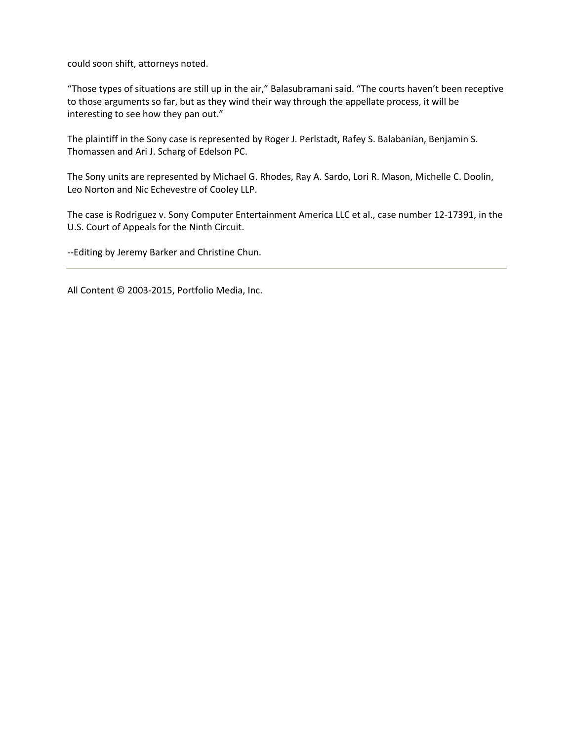could soon shift, attorneys noted.

"Those types of situations are still up in the air," Balasubramani said. "The courts haven't been receptive to those arguments so far, but as they wind their way through the appellate process, it will be interesting to see how they pan out."

The plaintiff in the Sony case is represented by Roger J. Perlstadt, Rafey S. Balabanian, Benjamin S. Thomassen and Ari J. Scharg of Edelson PC.

The Sony units are represented by Michael G. Rhodes, Ray A. Sardo, Lori R. Mason, Michelle C. Doolin, Leo Norton and Nic Echevestre of Cooley LLP.

The case is Rodriguez v. Sony Computer Entertainment America LLC et al., case number 12-17391, in the U.S. Court of Appeals for the Ninth Circuit.

--Editing by Jeremy Barker and Christine Chun.

---

All Content © 2003-2015, Portfolio Media, Inc.